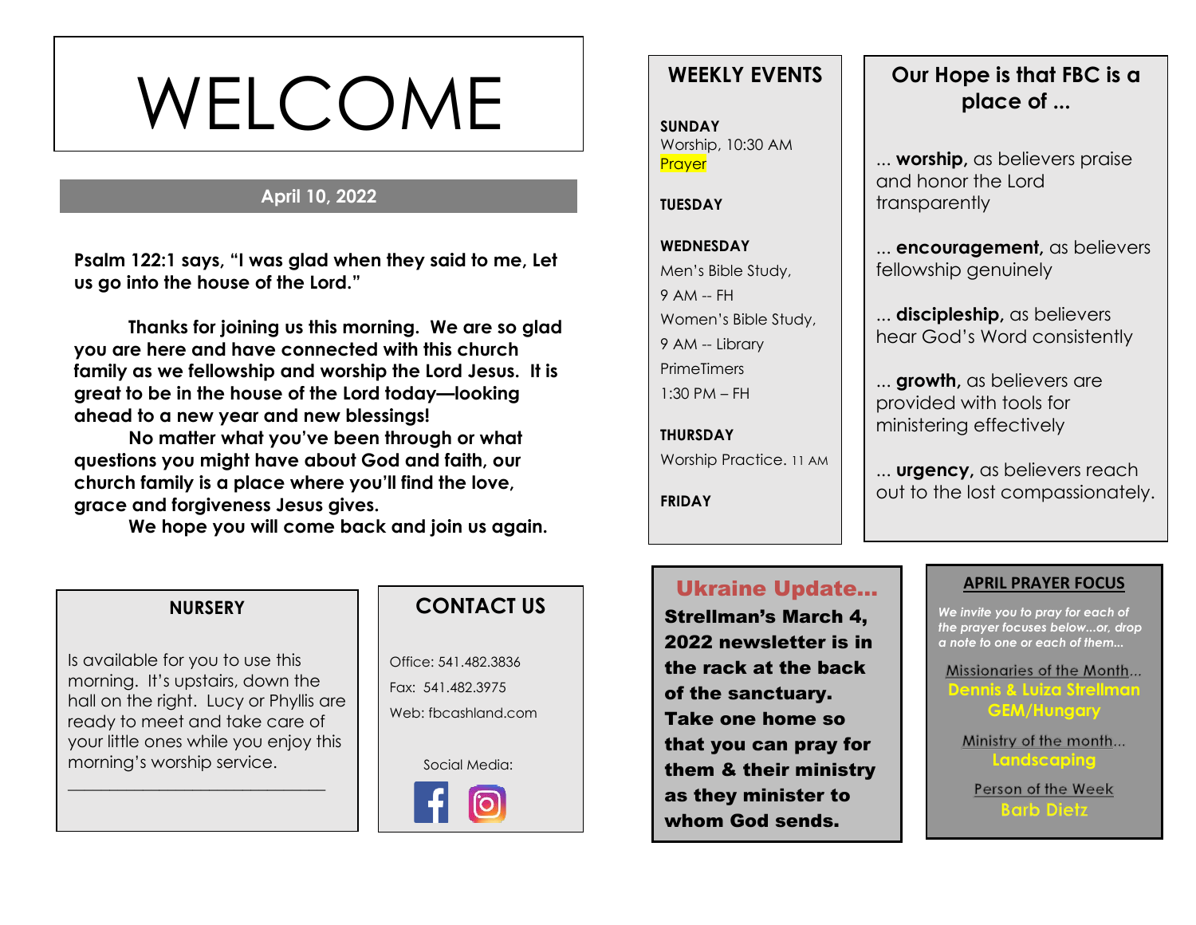# WELCOME

**April 10, 2022**

**Psalm 122:1 says, "I was glad when they said to me, Let us go into the house of the Lord."**

**Thanks for joining us this morning. We are so glad you are here and have connected with this church family as we fellowship and worship the Lord Jesus. It is great to be in the house of the Lord today—looking ahead to a new year and new blessings!**

**No matter what you've been through or what questions you might have about God and faith, our church family is a place where you'll find the love, grace and forgiveness Jesus gives.**

**We hope you will come back and join us again.**

## NURSERY

Is available for you to use this morning. It's upstairs, down the hall on the right. Lucy or Phyllis are ready to meet and take care of your little ones while you enjoy this morning's worship service.

## CONTACT US

Office: 541.482.3836

Fax: 541.482.3975

Web: fbcashland.com

Social Media:

## WEEKLY EVENTS

**SUNDAY**
Worship, 10:30 AM
Prayer

**TUESDAY**

**WEDNESDAY**
Men's Bible Study,
9 AM -- FH
Women's Bible Study,
9 AM -- Library
PrimeTimers
1:30 PM – FH

**THURSDAY**
Worship Practice. 11 AM

**FRIDAY**

## Our Hope is that FBC is a place of ...

... **worship,** as believers praise and honor the Lord transparently

... **encouragement,** as believers fellowship genuinely

... **discipleship,** as believers hear God's Word consistently

... **growth,** as believers are provided with tools for ministering effectively

... **urgency,** as believers reach out to the lost compassionately.

## Ukraine Update...

**Strellman's March 4, 2022 newsletter is in the rack at the back of the sanctuary. Take one home so that you can pray for them & their ministry as they minister to whom God sends.**

## APRIL PRAYER FOCUS

*We invite you to pray for each of the prayer focuses below...or, drop a note to one or each of them...*

Missionaries of the Month...
**Dennis & Luiza Strellman**
**GEM/Hungary**

Ministry of the month...
**Landscaping**

Person of the Week
**Barb Dietz**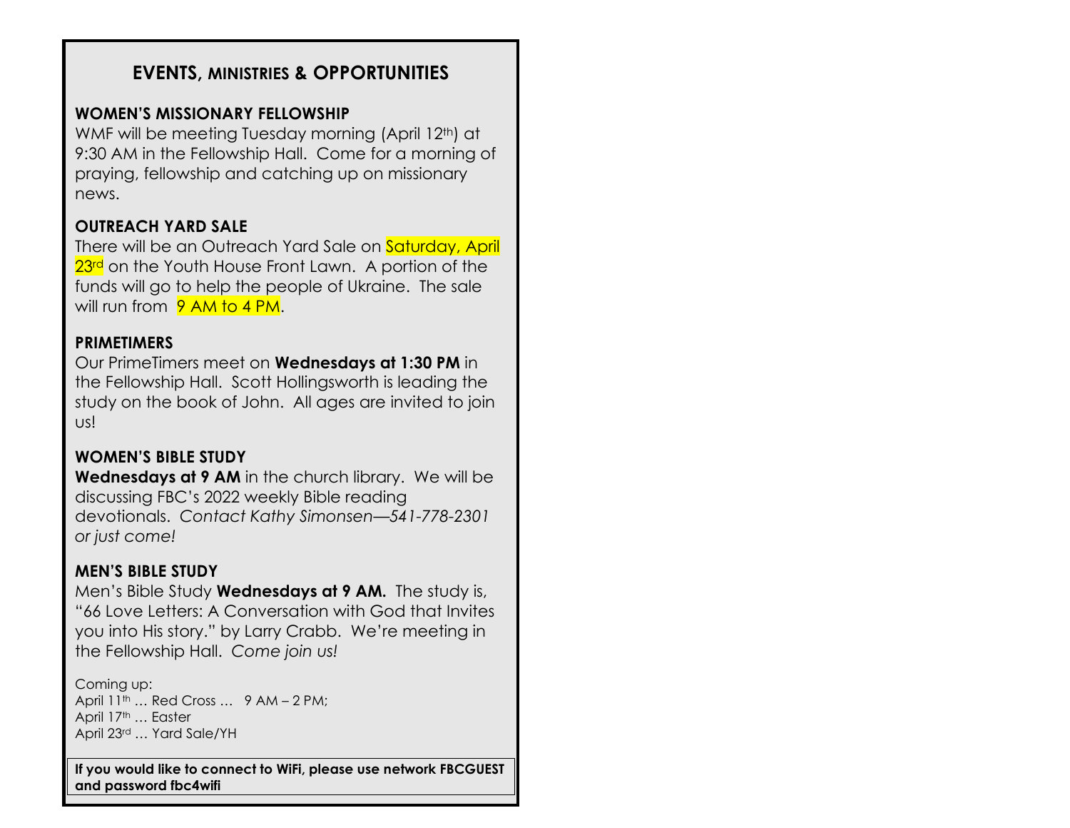## EVENTS, MINISTRIES & OPPORTUNITIES

**WOMEN'S MISSIONARY FELLOWSHIP**

WMF will be meeting Tuesday morning (April 12th) at 9:30 AM in the Fellowship Hall. Come for a morning of praying, fellowship and catching up on missionary news.

**OUTREACH YARD SALE**

There will be an Outreach Yard Sale on Saturday, April 23rd on the Youth House Front Lawn. A portion of the funds will go to help the people of Ukraine. The sale will run from 9 AM to 4 PM.

**PRIMETIMERS**

Our PrimeTimers meet on **Wednesdays at 1:30 PM** in the Fellowship Hall. Scott Hollingsworth is leading the study on the book of John. All ages are invited to join us!

**WOMEN'S BIBLE STUDY**

**Wednesdays at 9 AM** in the church library. We will be discussing FBC's 2022 weekly Bible reading devotionals. *Contact Kathy Simonsen—541-778-2301 or just come!*

**MEN'S BIBLE STUDY**

Men's Bible Study **Wednesdays at 9 AM.** The study is, "66 Love Letters: A Conversation with God that Invites you into His story." by Larry Crabb. We're meeting in the Fellowship Hall. *Come join us!*

Coming up:
April 11th … Red Cross … 9 AM – 2 PM;
April 17th … Easter
April 23rd … Yard Sale/YH

**If you would like to connect to WiFi, please use network FBCGUEST and password fbc4wifi**